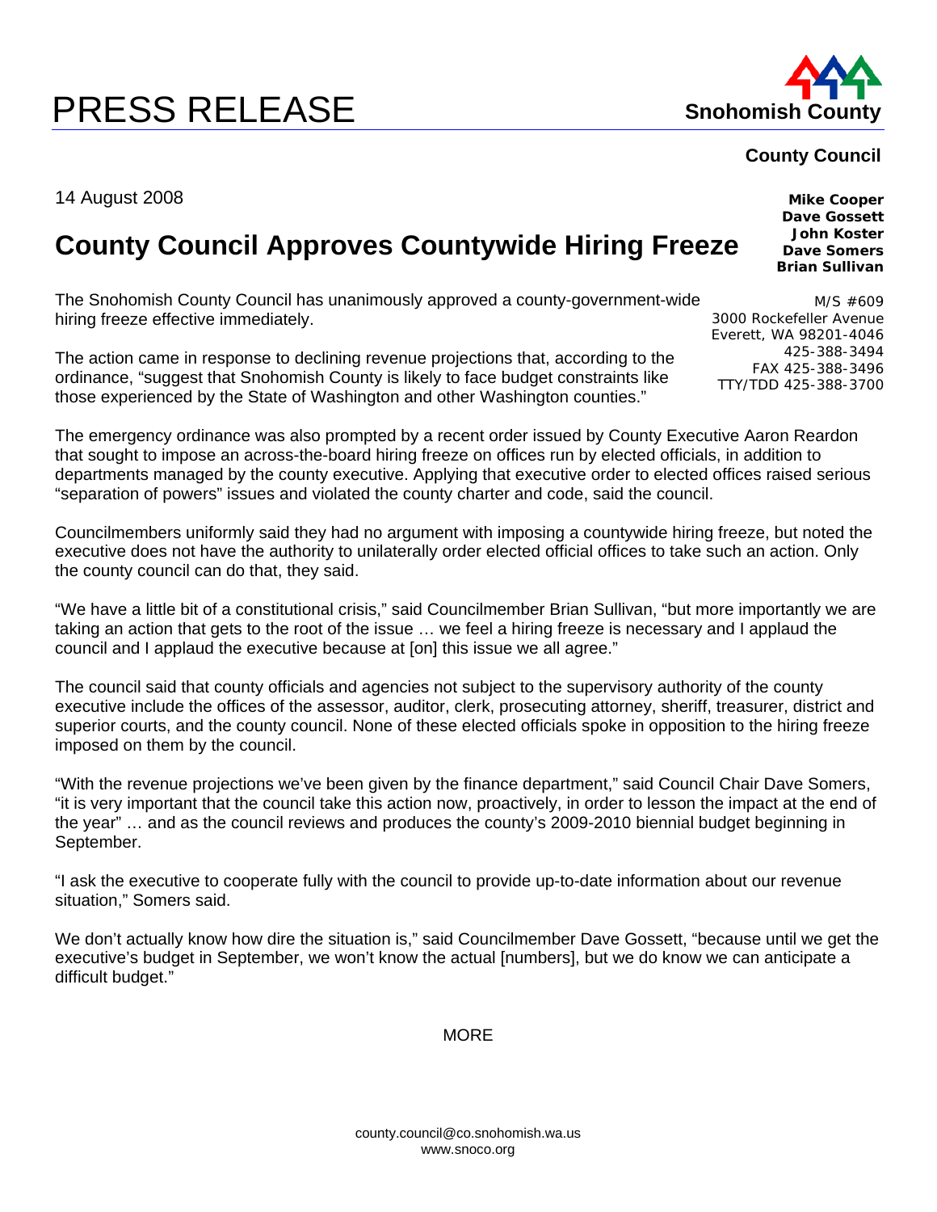# PRESS RELEASE

**Snohomish County**

**County Council**

**Mike Cooper**
**Dave Gossett**
**John Koster**
**Dave Somers**
**Brian Sullivan**

M/S #609
3000 Rockefeller Avenue
Everett, WA 98201-4046
425-388-3494
FAX 425-388-3496
TTY/TDD 425-388-3700

14 August 2008

## County Council Approves Countywide Hiring Freeze

The Snohomish County Council has unanimously approved a county-government-wide hiring freeze effective immediately.

The action came in response to declining revenue projections that, according to the ordinance, "suggest that Snohomish County is likely to face budget constraints like those experienced by the State of Washington and other Washington counties."

The emergency ordinance was also prompted by a recent order issued by County Executive Aaron Reardon that sought to impose an across-the-board hiring freeze on offices run by elected officials, in addition to departments managed by the county executive. Applying that executive order to elected offices raised serious "separation of powers" issues and violated the county charter and code, said the council.

Councilmembers uniformly said they had no argument with imposing a countywide hiring freeze, but noted the executive does not have the authority to unilaterally order elected official offices to take such an action. Only the county council can do that, they said.

"We have a little bit of a constitutional crisis," said Councilmember Brian Sullivan, "but more importantly we are taking an action that gets to the root of the issue … we feel a hiring freeze is necessary and I applaud the council and I applaud the executive because at [on] this issue we all agree."

The council said that county officials and agencies not subject to the supervisory authority of the county executive include the offices of the assessor, auditor, clerk, prosecuting attorney, sheriff, treasurer, district and superior courts, and the county council. None of these elected officials spoke in opposition to the hiring freeze imposed on them by the council.

"With the revenue projections we've been given by the finance department," said Council Chair Dave Somers, "it is very important that the council take this action now, proactively, in order to lesson the impact at the end of the year" … and as the council reviews and produces the county's 2009-2010 biennial budget beginning in September.

"I ask the executive to cooperate fully with the council to provide up-to-date information about our revenue situation," Somers said.

We don't actually know how dire the situation is," said Councilmember Dave Gossett, "because until we get the executive's budget in September, we won't know the actual [numbers], but we do know we can anticipate a difficult budget."

MORE

county.council@co.snohomish.wa.us
www.snoco.org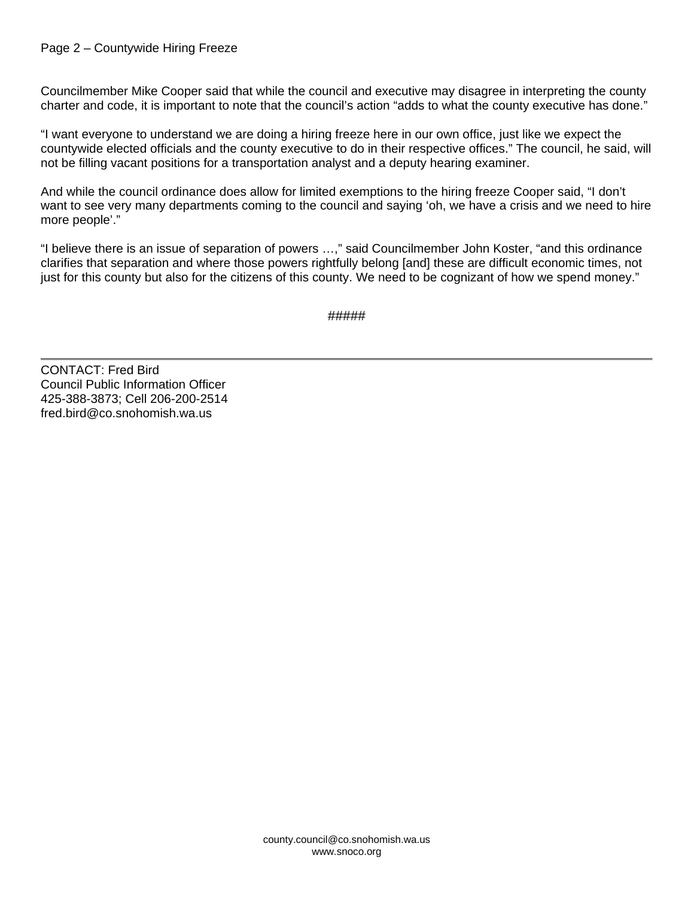Councilmember Mike Cooper said that while the council and executive may disagree in interpreting the county charter and code, it is important to note that the council's action "adds to what the county executive has done."

"I want everyone to understand we are doing a hiring freeze here in our own office, just like we expect the countywide elected officials and the county executive to do in their respective offices." The council, he said, will not be filling vacant positions for a transportation analyst and a deputy hearing examiner.

And while the council ordinance does allow for limited exemptions to the hiring freeze Cooper said, "I don't want to see very many departments coming to the council and saying 'oh, we have a crisis and we need to hire more people'."

"I believe there is an issue of separation of powers …," said Councilmember John Koster, "and this ordinance clarifies that separation and where those powers rightfully belong [and] these are difficult economic times, not just for this county but also for the citizens of this county. We need to be cognizant of how we spend money."

#####

---

CONTACT: Fred Bird
Council Public Information Officer
425-388-3873; Cell 206-200-2514
fred.bird@co.snohomish.wa.us

county.council@co.snohomish.wa.us
www.snoco.org